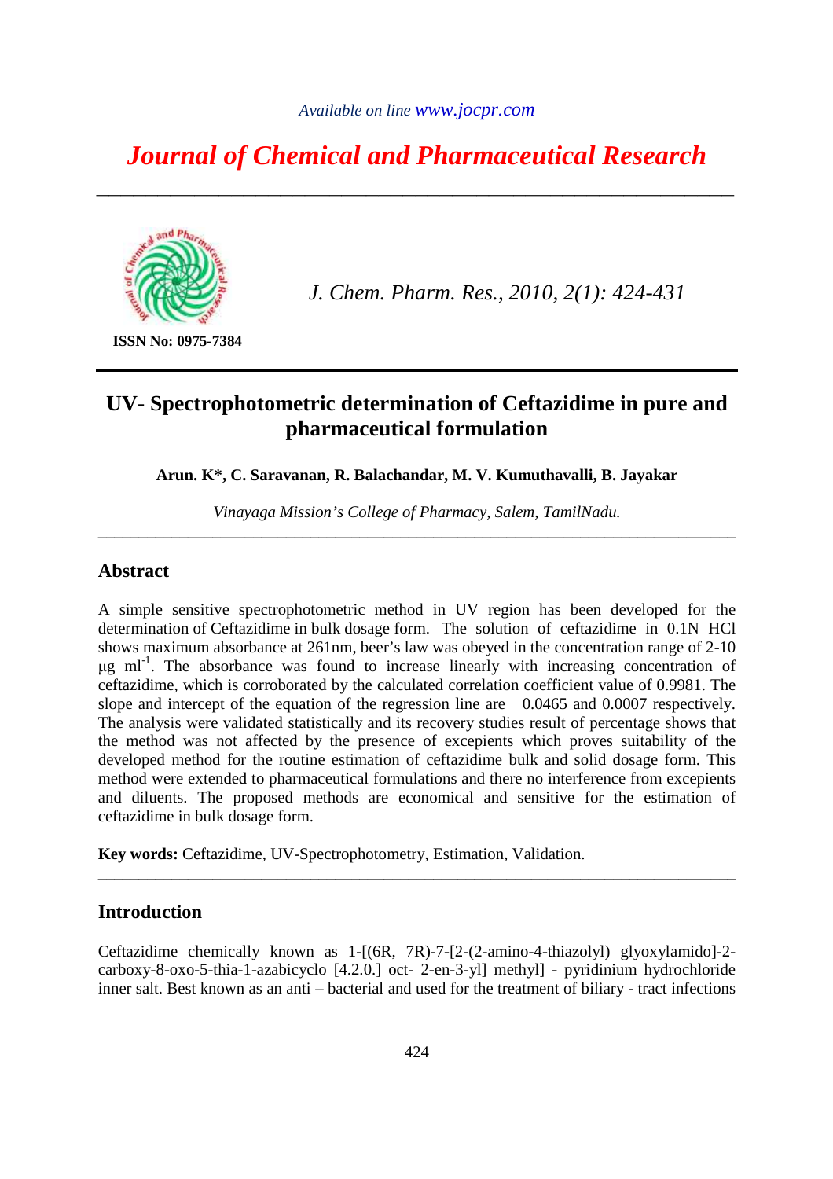*Available on line www.jocpr.com*

# Journal of Chemical and Pharmaceutical Research

*J. Chem. Pharm. Res., 2010, 2(1): 424-431*

**ISSN No: 0975-7384**

## UV- Spectrophotometric determination of Ceftazidime in pure and pharmaceutical formulation

**Arun. K*, C. Saravanan, R. Balachandar, M. V. Kumuthavalli, B. Jayakar**

*Vinayaga Mission's College of Pharmacy, Salem, TamilNadu.*

---

## Abstract

A simple sensitive spectrophotometric method in UV region has been developed for the determination of Ceftazidime in bulk dosage form. The solution of ceftazidime in 0.1N HCl shows maximum absorbance at 261nm, beer's law was obeyed in the concentration range of 2-10 μg $ml^{-1}$. The absorbance was found to increase linearly with increasing concentration of ceftazidime, which is corroborated by the calculated correlation coefficient value of 0.9981. The slope and intercept of the equation of the regression line are 0.0465 and 0.0007 respectively. The analysis were validated statistically and its recovery studies result of percentage shows that the method was not affected by the presence of excepients which proves suitability of the developed method for the routine estimation of ceftazidime bulk and solid dosage form. This method were extended to pharmaceutical formulations and there no interference from excepients and diluents. The proposed methods are economical and sensitive for the estimation of ceftazidime in bulk dosage form.

**Key words:** Ceftazidime, UV-Spectrophotometry, Estimation, Validation.

---

## Introduction

Ceftazidime chemically known as 1-[(6R, 7R)-7-[2-(2-amino-4-thiazolyl) glyoxylamido]-2-carboxy-8-oxo-5-thia-1-azabicyclo [4.2.0.] oct- 2-en-3-yl] methyl] - pyridinium hydrochloride inner salt. Best known as an anti – bacterial and used for the treatment of biliary - tract infections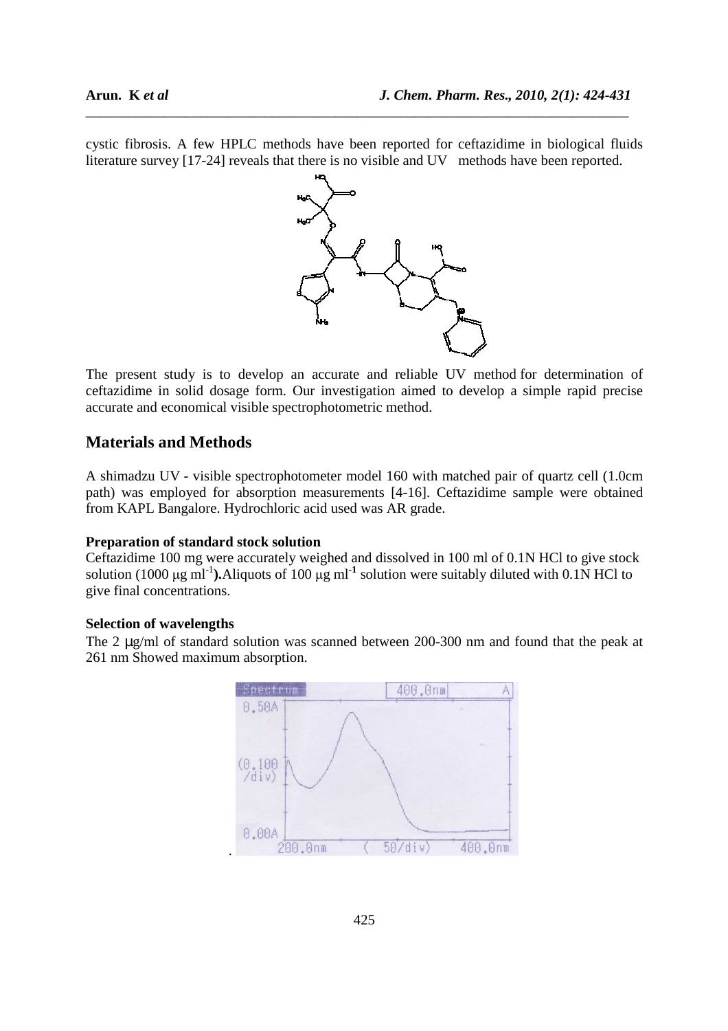cystic fibrosis. A few HPLC methods have been reported for ceftazidime in biological fluids literature survey [17-24] reveals that there is no visible and UV methods have been reported.

The present study is to develop an accurate and reliable UV method for determination of ceftazidime in solid dosage form. Our investigation aimed to develop a simple rapid precise accurate and economical visible spectrophotometric method.

## Materials and Methods

A shimadzu UV - visible spectrophotometer model 160 with matched pair of quartz cell (1.0cm path) was employed for absorption measurements [4-16]. Ceftazidime sample were obtained from KAPL Bangalore. Hydrochloric acid used was AR grade.

### Preparation of standard stock solution

Ceftazidime 100 mg were accurately weighed and dissolved in 100 ml of 0.1N HCl to give stock solution (1000 μg $ml^{-1}$). Aliquots of 100 μg $ml^{-1}$ solution were suitably diluted with 0.1N HCl to give final concentrations.

### Selection of wavelengths

The 2 μg/ml of standard solution was scanned between 200-300 nm and found that the peak at 261 nm Showed maximum absorption.

Spectrum
400.0nm
A
0.50A
(0.100 /div)
0.00A
200.0nm
( 50/div)
400.0nm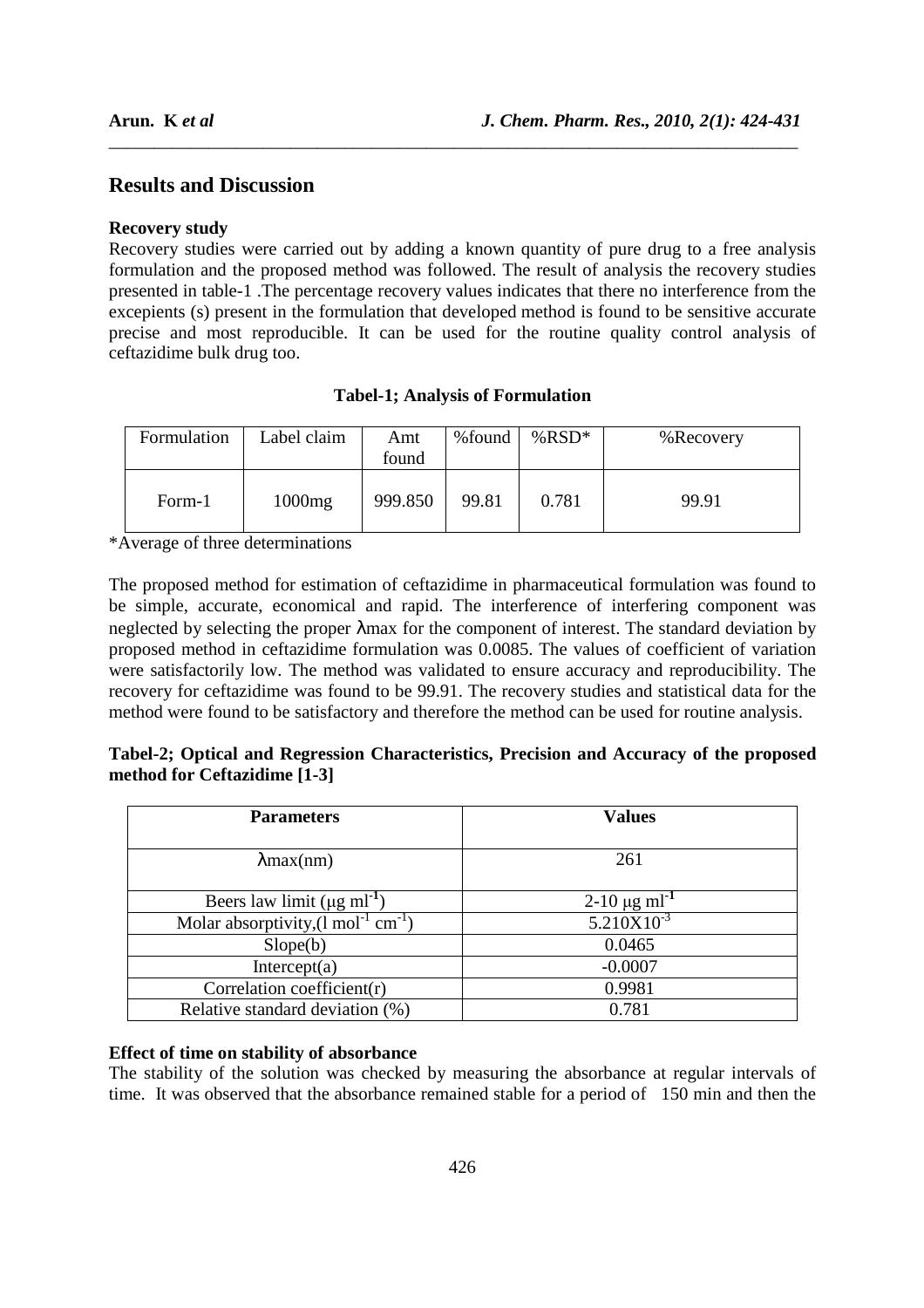## Results and Discussion

### Recovery study

Recovery studies were carried out by adding a known quantity of pure drug to a free analysis formulation and the proposed method was followed. The result of analysis the recovery studies presented in table-1 .The percentage recovery values indicates that there no interference from the excepients (s) present in the formulation that developed method is found to be sensitive accurate precise and most reproducible. It can be used for the routine quality control analysis of ceftazidime bulk drug too.

**Tabel-1; Analysis of Formulation**

| Formulation | Label claim | Amt found | %found | %RSD* | %Recovery |
|---|---|---|---|---|---|
| Form-1 | 1000mg | 999.850 | 99.81 | 0.781 | 99.91 |

*Average of three determinations

The proposed method for estimation of ceftazidime in pharmaceutical formulation was found to be simple, accurate, economical and rapid. The interference of interfering component was neglected by selecting the proper λmax for the component of interest. The standard deviation by proposed method in ceftazidime formulation was 0.0085. The values of coefficient of variation were satisfactorily low. The method was validated to ensure accuracy and reproducibility. The recovery for ceftazidime was found to be 99.91. The recovery studies and statistical data for the method were found to be satisfactory and therefore the method can be used for routine analysis.

**Tabel-2; Optical and Regression Characteristics, Precision and Accuracy of the proposed method for Ceftazidime [1-3]**

| Parameters | Values |
|---|---|
| λmax(nm) | 261 |
| Beers law limit ($\mu g\ ml^{-1}$) | 2-10 $\mu g\ ml^{-1}$ |
| Molar absorptivity,($l\ mol^{-1}\ cm^{-1}$) | $5.210X10^{-3}$ |
| Slope(b) | 0.0465 |
| Intercept(a) | -0.0007 |
| Correlation coefficient(r) | 0.9981 |
| Relative standard deviation (%) | 0.781 |

### Effect of time on stability of absorbance

The stability of the solution was checked by measuring the absorbance at regular intervals of time. It was observed that the absorbance remained stable for a period of 150 min and then the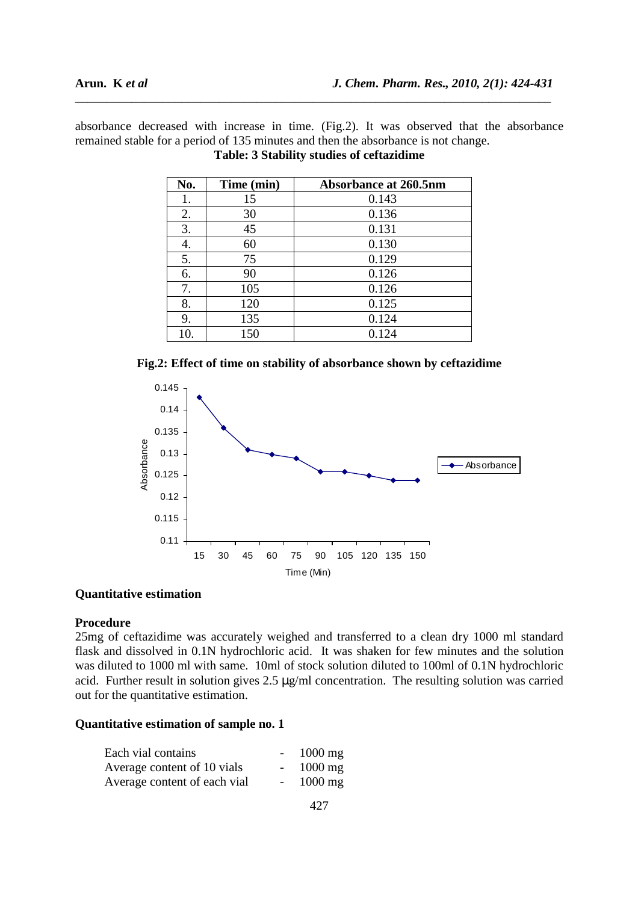absorbance decreased with increase in time. (Fig.2). It was observed that the absorbance remained stable for a period of 135 minutes and then the absorbance is not change.

**Table: 3 Stability studies of ceftazidime**

| No. | Time (min) | Absorbance at 260.5nm |
|---|---|---|
| 1. | 15 | 0.143 |
| 2. | 30 | 0.136 |
| 3. | 45 | 0.131 |
| 4. | 60 | 0.130 |
| 5. | 75 | 0.129 |
| 6. | 90 | 0.126 |
| 7. | 105 | 0.126 |
| 8. | 120 | 0.125 |
| 9. | 135 | 0.124 |
| 10. | 150 | 0.124 |

**Fig.2: Effect of time on stability of absorbance shown by ceftazidime**

Absorbance

0.145
0.14
0.135
0.13
0.125
0.12
0.115
0.11

15 30 45 60 75 90 105 120 135 150

Time (Min)

Absorbance

**Quantitative estimation**

**Procedure**

25mg of ceftazidime was accurately weighed and transferred to a clean dry 1000 ml standard flask and dissolved in 0.1N hydrochloric acid. It was shaken for few minutes and the solution was diluted to 1000 ml with same. 10ml of stock solution diluted to 100ml of 0.1N hydrochloric acid. Further result in solution gives 2.5 μg/ml concentration. The resulting solution was carried out for the quantitative estimation.

**Quantitative estimation of sample no. 1**

Each vial contains - 1000 mg
Average content of 10 vials - 1000 mg
Average content of each vial - 1000 mg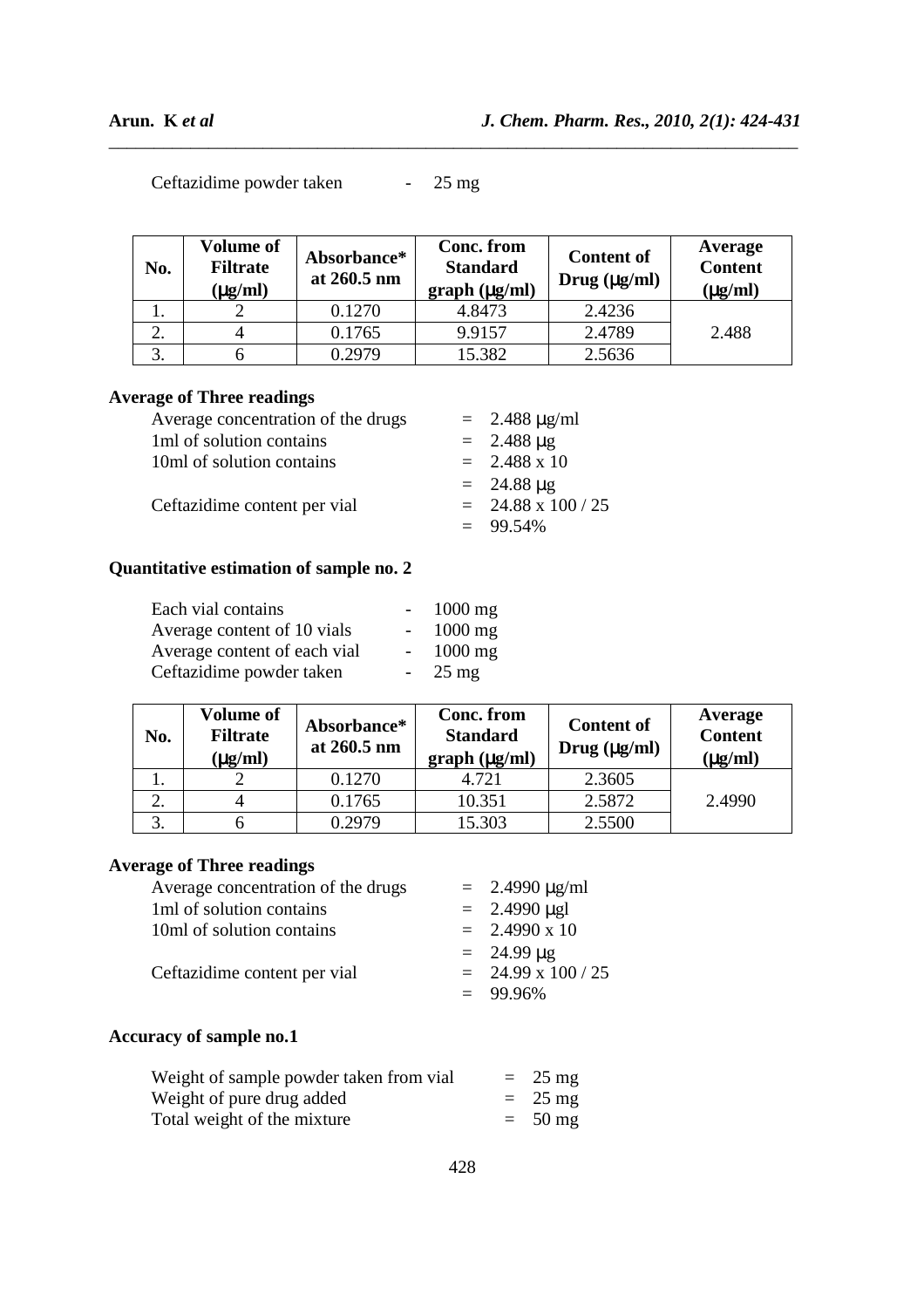Ceftazidime powder taken - 25 mg

| No. | Volume of Filtrate (μg/ml) | Absorbance* at 260.5 nm | Conc. from Standard graph (μg/ml) | Content of Drug (μg/ml) | Average Content (μg/ml) |
|---|---|---|---|---|---|
| 1. | 2 | 0.1270 | 4.8473 | 2.4236 | |
| 2. | 4 | 0.1765 | 9.9157 | 2.4789 | 2.488 |
| 3. | 6 | 0.2979 | 15.382 | 2.5636 | |

**Average of Three readings**

Average concentration of the drugs = 2.488 μg/ml
1ml of solution contains = 2.488 μg
10ml of solution contains = 2.488 x 10
= 24.88 μg
Ceftazidime content per vial = 24.88 x 100 / 25
= 99.54%

**Quantitative estimation of sample no. 2**

Each vial contains - 1000 mg
Average content of 10 vials - 1000 mg
Average content of each vial - 1000 mg
Ceftazidime powder taken - 25 mg

| No. | Volume of Filtrate (μg/ml) | Absorbance* at 260.5 nm | Conc. from Standard graph (μg/ml) | Content of Drug (μg/ml) | Average Content (μg/ml) |
|---|---|---|---|---|---|
| 1. | 2 | 0.1270 | 4.721 | 2.3605 | |
| 2. | 4 | 0.1765 | 10.351 | 2.5872 | 2.4990 |
| 3. | 6 | 0.2979 | 15.303 | 2.5500 | |

**Average of Three readings**

Average concentration of the drugs = 2.4990 μg/ml
1ml of solution contains = 2.4990 μgl
10ml of solution contains = 2.4990 x 10
= 24.99 μg
Ceftazidime content per vial = 24.99 x 100 / 25
= 99.96%

**Accuracy of sample no.1**

Weight of sample powder taken from vial = 25 mg
Weight of pure drug added = 25 mg
Total weight of the mixture = 50 mg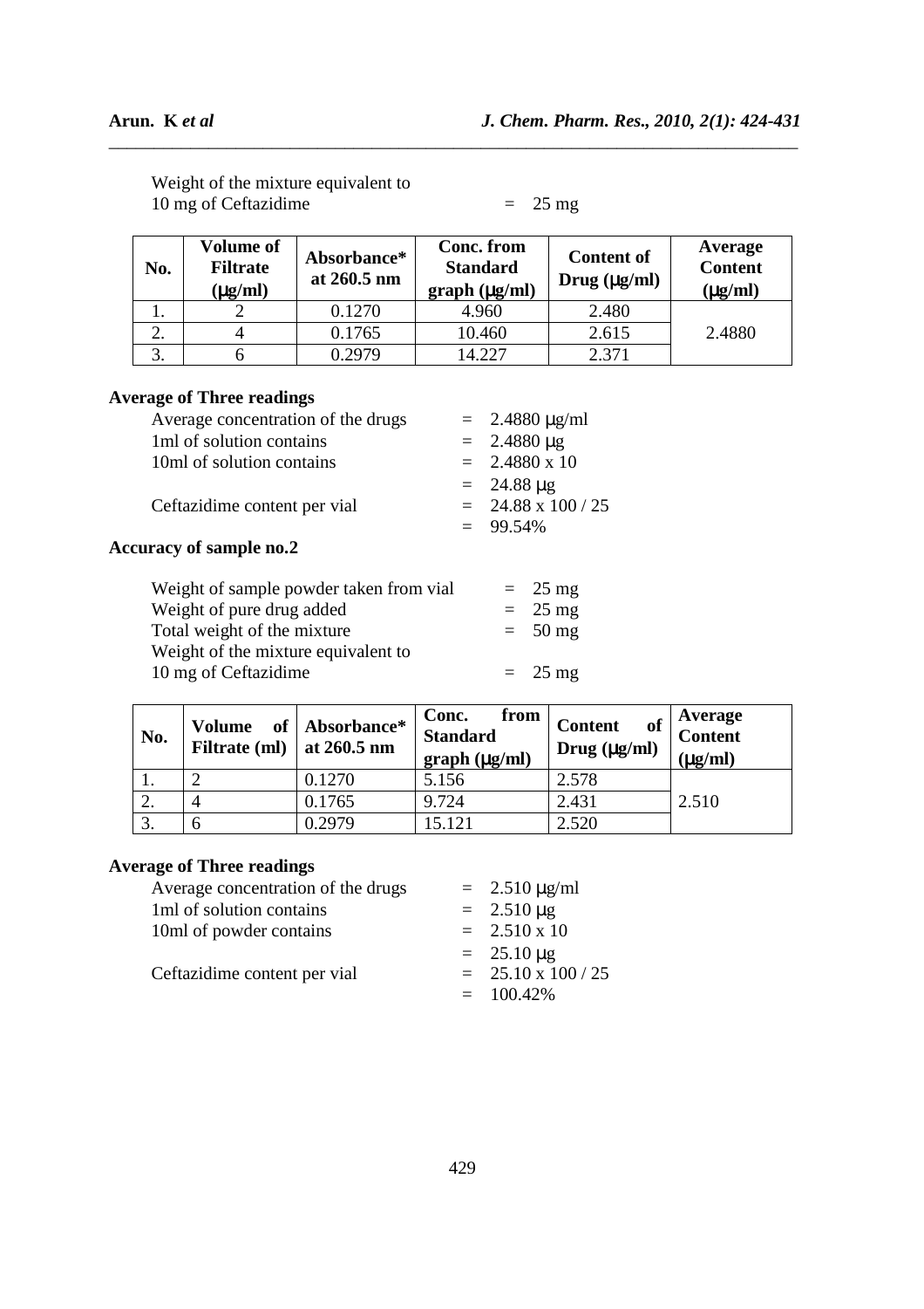Weight of the mixture equivalent to
10 mg of Ceftazidime = 25 mg

| No. | Volume of Filtrate (μg/ml) | Absorbance* at 260.5 nm | Conc. from Standard graph (μg/ml) | Content of Drug (μg/ml) | Average Content (μg/ml) |
|---|---|---|---|---|---|
| 1. | 2 | 0.1270 | 4.960 | 2.480 | 2.4880 |
| 2. | 4 | 0.1765 | 10.460 | 2.615 | |
| 3. | 6 | 0.2979 | 14.227 | 2.371 | |

**Average of Three readings**

Average concentration of the drugs = 2.4880 μg/ml
1ml of solution contains = 2.4880 μg
10ml of solution contains = 2.4880 x 10
= 24.88 μg
Ceftazidime content per vial = 24.88 x 100 / 25
= 99.54%

**Accuracy of sample no.2**

Weight of sample powder taken from vial = 25 mg
Weight of pure drug added = 25 mg
Total weight of the mixture = 50 mg
Weight of the mixture equivalent to
10 mg of Ceftazidime = 25 mg

| No. | Volume of Filtrate (ml) | Absorbance* at 260.5 nm | Conc. from Standard graph (μg/ml) | Content of Drug (μg/ml) | Average Content (μg/ml) |
|---|---|---|---|---|---|
| 1. | 2 | 0.1270 | 5.156 | 2.578 | 2.510 |
| 2. | 4 | 0.1765 | 9.724 | 2.431 | |
| 3. | 6 | 0.2979 | 15.121 | 2.520 | |

**Average of Three readings**

Average concentration of the drugs = 2.510 μg/ml
1ml of solution contains = 2.510 μg
10ml of powder contains = 2.510 x 10
= 25.10 μg
Ceftazidime content per vial = 25.10 x 100 / 25
= 100.42%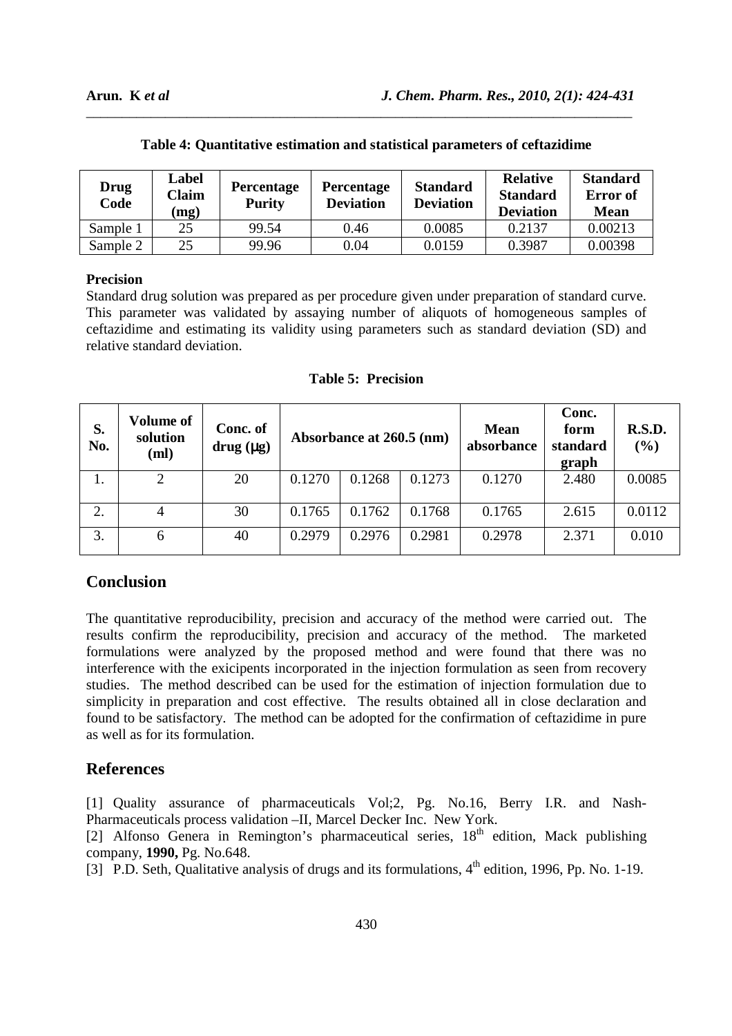**Table 4: Quantitative estimation and statistical parameters of ceftazidime**

| Drug Code | Label Claim (mg) | Percentage Purity | Percentage Deviation | Standard Deviation | Relative Standard Deviation | Standard Error of Mean |
|---|---|---|---|---|---|---|
| Sample 1 | 25 | 99.54 | 0.46 | 0.0085 | 0.2137 | 0.00213 |
| Sample 2 | 25 | 99.96 | 0.04 | 0.0159 | 0.3987 | 0.00398 |

**Precision**

Standard drug solution was prepared as per procedure given under preparation of standard curve. This parameter was validated by assaying number of aliquots of homogeneous samples of ceftazidime and estimating its validity using parameters such as standard deviation (SD) and relative standard deviation.

**Table 5: Precision**

| S. No. | Volume of solution (ml) | Conc. of drug (μg) | Absorbance at 260.5 (nm) | | | Mean absorbance | Conc. form standard graph | R.S.D. (%) |
|---|---|---|---|---|---|---|---|---|
| 1. | 2 | 20 | 0.1270 | 0.1268 | 0.1273 | 0.1270 | 2.480 | 0.0085 |
| 2. | 4 | 30 | 0.1765 | 0.1762 | 0.1768 | 0.1765 | 2.615 | 0.0112 |
| 3. | 6 | 40 | 0.2979 | 0.2976 | 0.2981 | 0.2978 | 2.371 | 0.010 |

## Conclusion

The quantitative reproducibility, precision and accuracy of the method were carried out. The results confirm the reproducibility, precision and accuracy of the method. The marketed formulations were analyzed by the proposed method and were found that there was no interference with the exicipents incorporated in the injection formulation as seen from recovery studies. The method described can be used for the estimation of injection formulation due to simplicity in preparation and cost effective. The results obtained all in close declaration and found to be satisfactory. The method can be adopted for the confirmation of ceftazidime in pure as well as for its formulation.

## References

[1] Quality assurance of pharmaceuticals Vol;2, Pg. No.16, Berry I.R. and Nash-Pharmaceuticals process validation –II, Marcel Decker Inc. New York.

[2] Alfonso Genera in Remington's pharmaceutical series, 18th edition, Mack publishing company, **1990,** Pg. No.648.

[3] P.D. Seth, Qualitative analysis of drugs and its formulations, 4th edition, 1996, Pp. No. 1-19.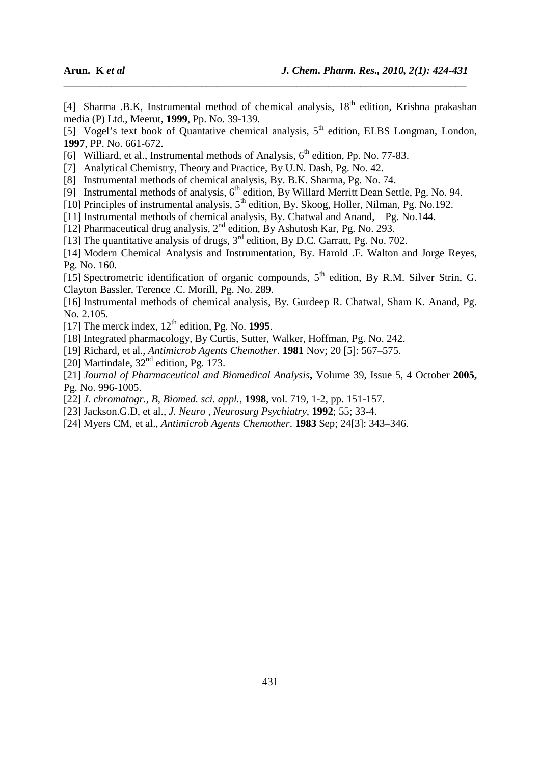[4] Sharma .B.K, Instrumental method of chemical analysis, 18th edition, Krishna prakashan media (P) Ltd., Meerut, **1999**, Pp. No. 39-139.

[5] Vogel's text book of Quantative chemical analysis, 5th edition, ELBS Longman, London, **1997**, PP. No. 661-672.

[6] Williard, et al., Instrumental methods of Analysis, 6th edition, Pp. No. 77-83.

[7] Analytical Chemistry, Theory and Practice, By U.N. Dash, Pg. No. 42.

[8] Instrumental methods of chemical analysis, By. B.K. Sharma, Pg. No. 74.

[9] Instrumental methods of analysis, 6th edition, By Willard Merritt Dean Settle, Pg. No. 94.

[10] Principles of instrumental analysis, 5th edition, By. Skoog, Holler, Nilman, Pg. No.192.

[11] Instrumental methods of chemical analysis, By. Chatwal and Anand, Pg. No.144.

[12] Pharmaceutical drug analysis, 2nd edition, By Ashutosh Kar, Pg. No. 293.

[13] The quantitative analysis of drugs, 3rd edition, By D.C. Garratt, Pg. No. 702.

[14] Modern Chemical Analysis and Instrumentation, By. Harold .F. Walton and Jorge Reyes, Pg. No. 160.

[15] Spectrometric identification of organic compounds, 5th edition, By R.M. Silver Strin, G. Clayton Bassler, Terence .C. Morill, Pg. No. 289.

[16] Instrumental methods of chemical analysis, By. Gurdeep R. Chatwal, Sham K. Anand, Pg. No. 2.105.

[17] The merck index, 12th edition, Pg. No. **1995**.

[18] Integrated pharmacology, By Curtis, Sutter, Walker, Hoffman, Pg. No. 242.

[19] Richard, et al., *Antimicrob Agents Chemother*. **1981** Nov; 20 [5]: 567–575.

[20] Martindale, 32nd edition, Pg. 173.

[21] *Journal of Pharmaceutical and Biomedical Analysis*, Volume 39, Issue 5, 4 October **2005,** Pg. No. 996-1005.

[22] *J. chromatogr., B, Biomed. sci. appl.*, **1998**, vol. 719, 1-2, pp. 151-157.

[23] Jackson.G.D, et al., *J. Neuro , Neurosurg Psychiatry*, **1992**; 55; 33-4.

[24] Myers CM, et al., *Antimicrob Agents Chemother*. **1983** Sep; 24[3]: 343–346.